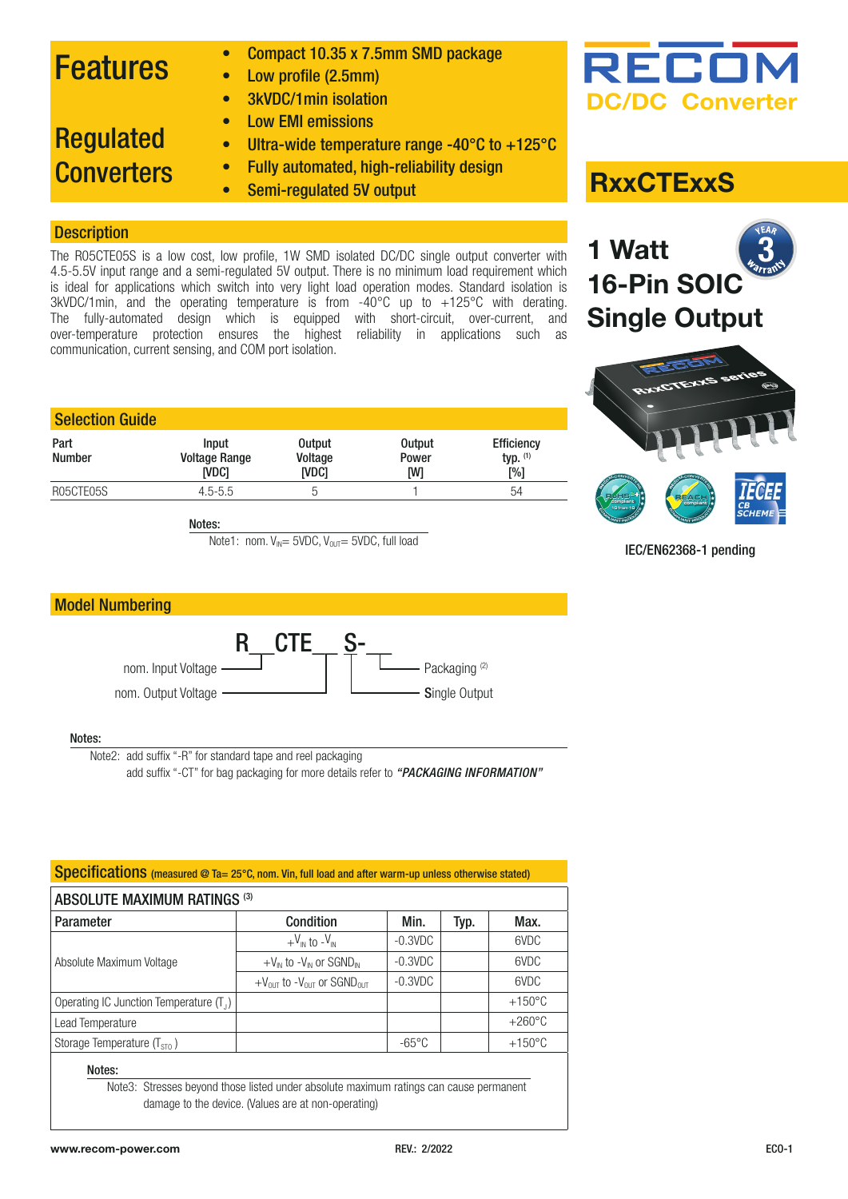# Features

# Regulated Converters

- Compact 10.35 x 7.5mm SMD package
- Low profile (2.5mm)
- 3kVDC/1min isolation
- Low EMI emissions
- Ultra-wide temperature range -40°C to +125°C
- Fully automated, high-reliability design
- Semi-regulated 5V output

RECOM
DC/DC Converter

## RxxCTExxS

### 1 Watt
### 16-Pin SOIC
### Single Output

IEC/EN62368-1 pending

## Description

The R05CTE05S is a low cost, low profile, 1W SMD isolated DC/DC single output converter with 4.5-5.5V input range and a semi-regulated 5V output. There is no minimum load requirement which is ideal for applications which switch into very light load operation modes. Standard isolation is 3kVDC/1min, and the operating temperature is from -40°C up to +125°C with derating. The fully-automated design which is equipped with short-circuit, over-current, and over-temperature protection ensures the highest reliability in applications such as communication, current sensing, and COM port isolation.

## Selection Guide

| Part Number | Input Voltage Range [VDC] | Output Voltage [VDC] | Output Power [W] | Efficiency typ. (1) [%] |
|---|---|---|---|---|
| R05CTE05S | 4.5-5.5 | 5 | 1 | 54 |

**Notes:**
Note1: nom. $V_{IN}$= 5VDC, $V_{OUT}$= 5VDC, full load

## Model Numbering

R__CTE__S-__

- nom. Input Voltage
- nom. Output Voltage
- Packaging (2)
- **S**ingle Output

**Notes:**
Note2: add suffix "-R" for standard tape and reel packaging
add suffix "-CT" for bag packaging for more details refer to ***"PACKAGING INFORMATION"***

## Specifications (measured @ Ta= 25°C, nom. Vin, full load and after warm-up unless otherwise stated)

| ABSOLUTE MAXIMUM RATINGS (3) | | | | |
|---|---|---|---|---|
| **Parameter** | **Condition** | **Min.** | **Typ.** | **Max.** |
| Absolute Maximum Voltage | $+V_{IN}$ to $-V_{IN}$ | -0.3VDC | | 6VDC |
| | $+V_{IN}$ to $-V_{IN}$ or $SGND_{IN}$ | -0.3VDC | | 6VDC |
| | $+V_{OUT}$ to $-V_{OUT}$ or $SGND_{OUT}$ | -0.3VDC | | 6VDC |
| Operating IC Junction Temperature ($T_J$) | | | | +150°C |
| Lead Temperature | | | | +260°C |
| Storage Temperature ($T_{STO}$) | | -65°C | | +150°C |

**Notes:**
Note3: Stresses beyond those listed under absolute maximum ratings can cause permanent damage to the device. (Values are at non-operating)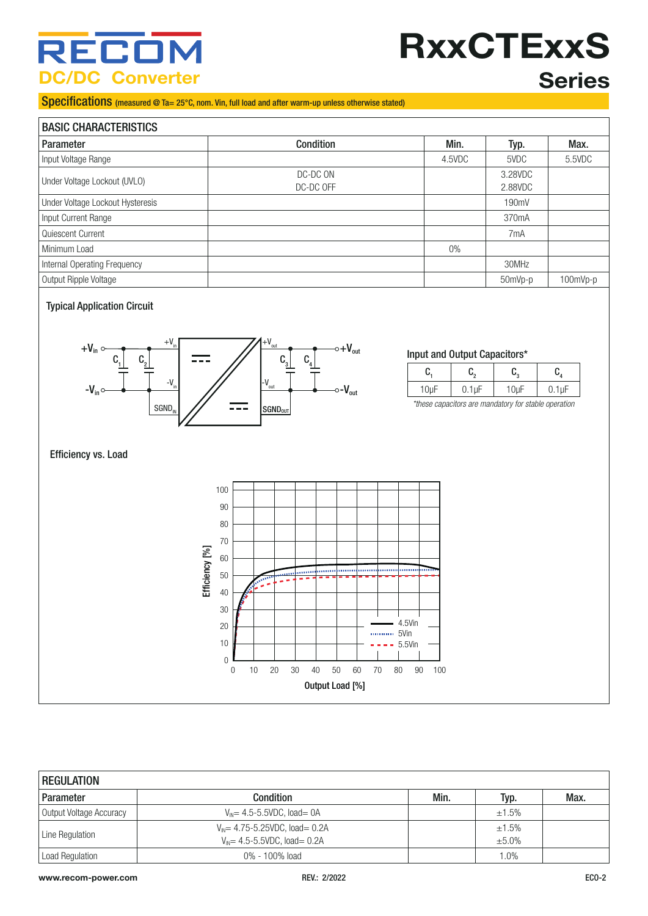## Specifications (measured @ Ta= 25°C, nom. Vin, full load and after warm-up unless otherwise stated)

| BASIC CHARACTERISTICS | | | | |
|---|---|---|---|---|
| **Parameter** | **Condition** | **Min.** | **Typ.** | **Max.** |
| Input Voltage Range | | 4.5VDC | 5VDC | 5.5VDC |
| Under Voltage Lockout (UVLO) | DC-DC ON<br>DC-DC OFF | | 3.28VDC<br>2.88VDC | |
| Under Voltage Lockout Hysteresis | | | 190mV | |
| Input Current Range | | | 370mA | |
| Quiescent Current | | | 7mA | |
| Minimum Load | | 0% | | |
| Internal Operating Frequency | | | 30MHz | |
| Output Ripple Voltage | | | 50mVp-p | 100mVp-p |

### Typical Application Circuit

$+V_{in}$, $-V_{in}$, $C_1$, $C_2$, $+V_{in}$, $-V_{in}$, $SGND_{IN}$, $+V_{out}$, $-V_{out}$, $SGND_{OUT}$, $C_3$, $C_4$, $+V_{out}$, $-V_{out}$

**Input and Output Capacitors***

| $C_1$ | $C_2$ | $C_3$ | $C_4$ |
|---|---|---|---|
| 10µF | 0.1µF | 10µF | 0.1µF |

*\*these capacitors are mandatory for stable operation*

### Efficiency vs. Load

Efficiency [%] (0–100) vs. Output Load [%] (0–100); curves: 4.5Vin, 5Vin, 5.5Vin

| REGULATION | | | | |
|---|---|---|---|---|
| **Parameter** | **Condition** | **Min.** | **Typ.** | **Max.** |
| Output Voltage Accuracy | $V_{IN}$= 4.5-5.5VDC, load= 0A | | ±1.5% | |
| Line Regulation | $V_{IN}$= 4.75-5.25VDC, load= 0.2A<br>$V_{IN}$= 4.5-5.5VDC, load= 0.2A | | ±1.5%<br>±5.0% | |
| Load Regulation | 0% - 100% load | | 1.0% | |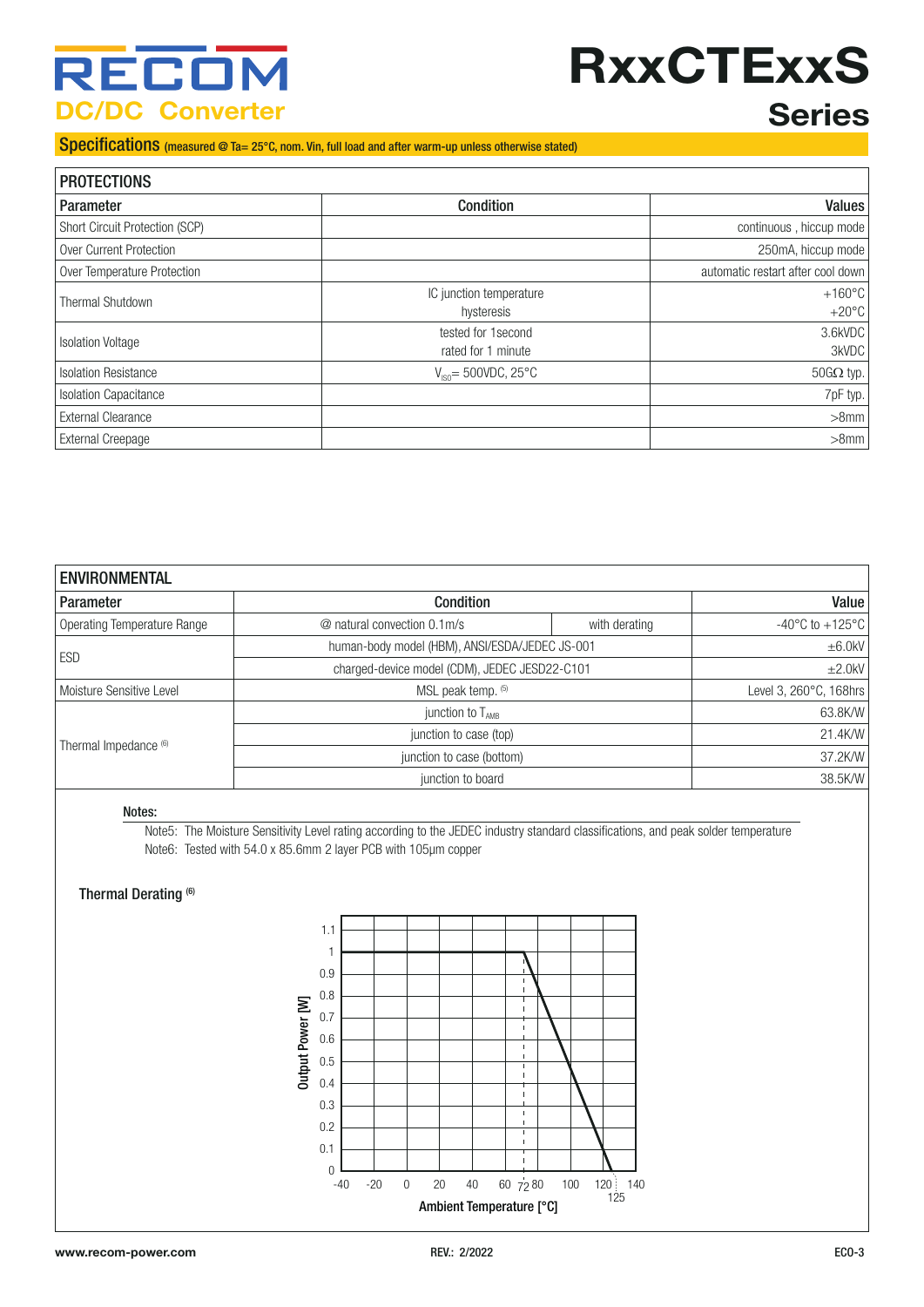# RxxCTExxS Series

## Specifications (measured @ Ta= 25°C, nom. Vin, full load and after warm-up unless otherwise stated)

| PROTECTIONS | | |
|---|---|---|
| **Parameter** | **Condition** | **Values** |
| Short Circuit Protection (SCP) | | continuous , hiccup mode |
| Over Current Protection | | 250mA, hiccup mode |
| Over Temperature Protection | | automatic restart after cool down |
| Thermal Shutdown | IC junction temperature<br>hysteresis | +160°C<br>+20°C |
| Isolation Voltage | tested for 1second<br>rated for 1 minute | 3.6kVDC<br>3kVDC |
| Isolation Resistance | $V_{ISO}$= 500VDC, 25°C | 50GΩ typ. |
| Isolation Capacitance | | 7pF typ. |
| External Clearance | | >8mm |
| External Creepage | | >8mm |

| ENVIRONMENTAL | | | |
|---|---|---|---|
| **Parameter** | **Condition** | | **Value** |
| Operating Temperature Range | @ natural convection 0.1m/s | with derating | -40°C to +125°C |
| ESD | human-body model (HBM), ANSI/ESDA/JEDEC JS-001 | | ±6.0kV |
| | charged-device model (CDM), JEDEC JESD22-C101 | | ±2.0kV |
| Moisture Sensitive Level | MSL peak temp. (5) | | Level 3, 260°C, 168hrs |
| Thermal Impedance (6) | junction to $T_{AMB}$ | | 63.8K/W |
| | junction to case (top) | | 21.4K/W |
| | junction to case (bottom) | | 37.2K/W |
| | junction to board | | 38.5K/W |

**Notes:**

Note5: The Moisture Sensitivity Level rating according to the JEDEC industry standard classifications, and peak solder temperature

Note6: Tested with 54.0 x 85.6mm 2 layer PCB with 105µm copper

**Thermal Derating (6)**

Output Power [W] vs. Ambient Temperature [°C]: output power 1 W from -40°C to 72°C, derating linearly to 0 W at 125°C.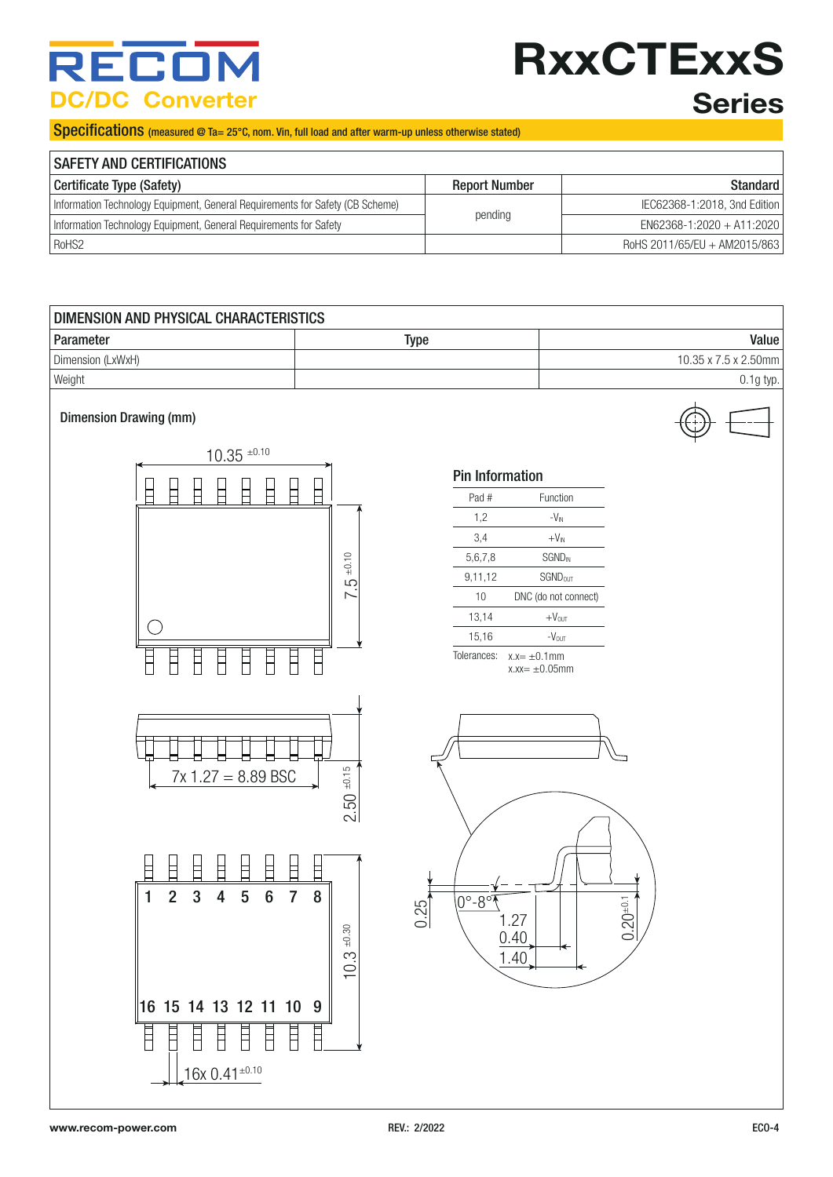# RxxCTExxS Series

DC/DC Converter

## Specifications (measured @ Ta= 25°C, nom. Vin, full load and after warm-up unless otherwise stated)

| SAFETY AND CERTIFICATIONS | | |
|---|---|---|
| Certificate Type (Safety) | Report Number | Standard |
| Information Technology Equipment, General Requirements for Safety (CB Scheme) | pending | IEC62368-1:2018, 3nd Edition |
| Information Technology Equipment, General Requirements for Safety | | EN62368-1:2020 + A11:2020 |
| RoHS2 | | RoHS 2011/65/EU + AM2015/863 |

| DIMENSION AND PHYSICAL CHARACTERISTICS | | |
|---|---|---|
| Parameter | Type | Value |
| Dimension (LxWxH) | | 10.35 x 7.5 x 2.50mm |
| Weight | | 0.1g typ. |

### Dimension Drawing (mm)

Drawing dimensions: $10.35^{\pm0.10}$, $7.5^{\pm0.10}$, 7x 1.27 = 8.89 BSC, $2.50^{\pm0.15}$, $10.3^{\pm0.30}$, 16x $0.41^{\pm0.10}$, 0.25, 0°-8°, 1.27, 0.40, 1.40, $0.20^{\pm0.1}$

Pins: 1 2 3 4 5 6 7 8 / 16 15 14 13 12 11 10 9

#### Pin Information

| Pad # | Function |
|---|---|
| 1,2 | $-V_{IN}$ |
| 3,4 | $+V_{IN}$ |
| 5,6,7,8 | $SGND_{IN}$ |
| 9,11,12 | $SGND_{OUT}$ |
| 10 | DNC (do not connect) |
| 13,14 | $+V_{OUT}$ |
| 15,16 | $-V_{OUT}$ |

Tolerances: x.x= ±0.1mm
x.xx= ±0.05mm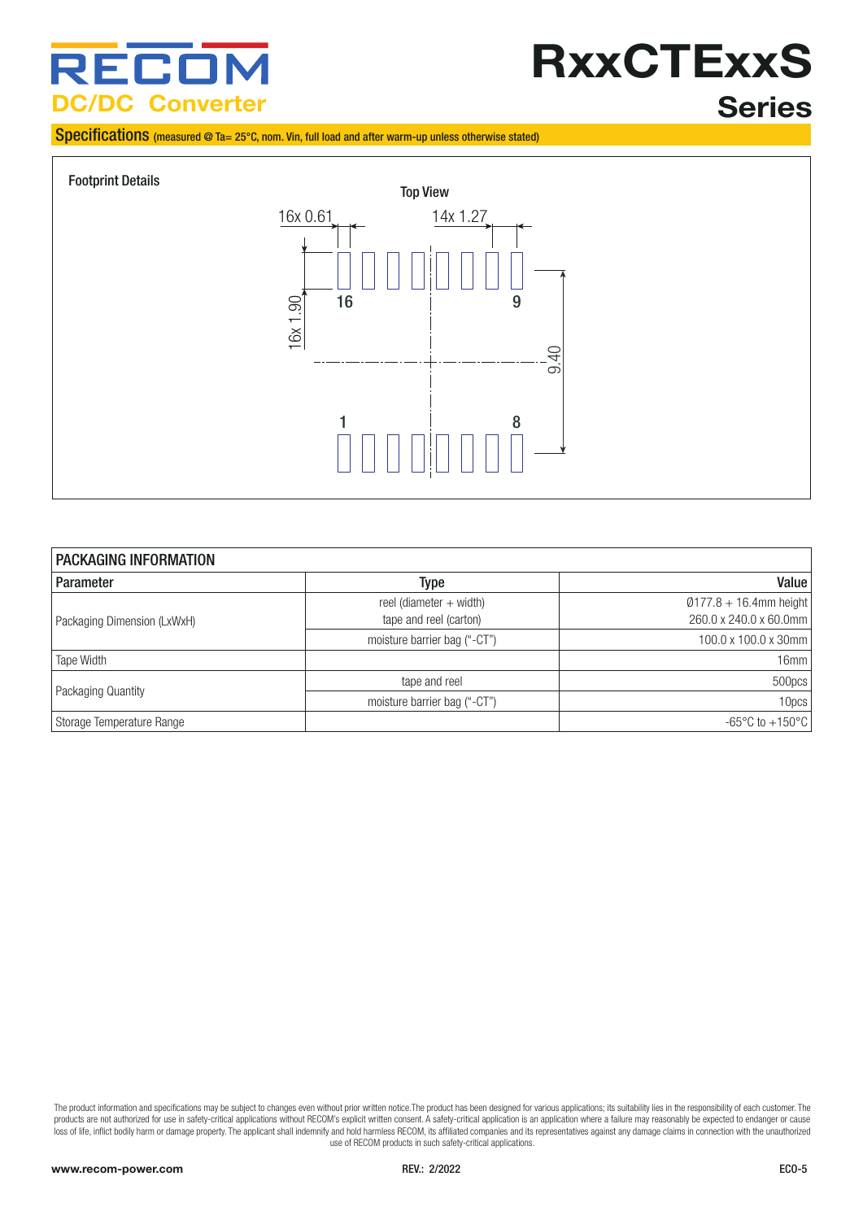# RxxCTExxS Series

DC/DC Converter

## Specifications (measured @ Ta= 25°C, nom. Vin, full load and after warm-up unless otherwise stated)

### Footprint Details

Top View

16x 0.61

14x 1.27

16x 1.90

16

9

9.40

1

8

### PACKAGING INFORMATION

| Parameter | Type | Value |
|---|---|---|
| Packaging Dimension (LxWxH) | reel (diameter + width) | Ø177.8 + 16.4mm height |
| | tape and reel (carton) | 260.0 x 240.0 x 60.0mm |
| | moisture barrier bag ("-CT") | 100.0 x 100.0 x 30mm |
| Tape Width | | 16mm |
| Packaging Quantity | tape and reel | 500pcs |
| | moisture barrier bag ("-CT") | 10pcs |
| Storage Temperature Range | | -65°C to +150°C |

The product information and specifications may be subject to changes even without prior written notice.The product has been designed for various applications; its suitability lies in the responsibility of each customer. The products are not authorized for use in safety-critical applications without RECOM's explicit written consent. A safety-critical application is an application where a failure may reasonably be expected to endanger or cause loss of life, inflict bodily harm or damage property. The applicant shall indemnify and hold harmless RECOM, its affiliated companies and its representatives against any damage claims in connection with the unauthorized use of RECOM products in such safety-critical applications.

www.recom-power.com REV.: 2/2022 ECO-5